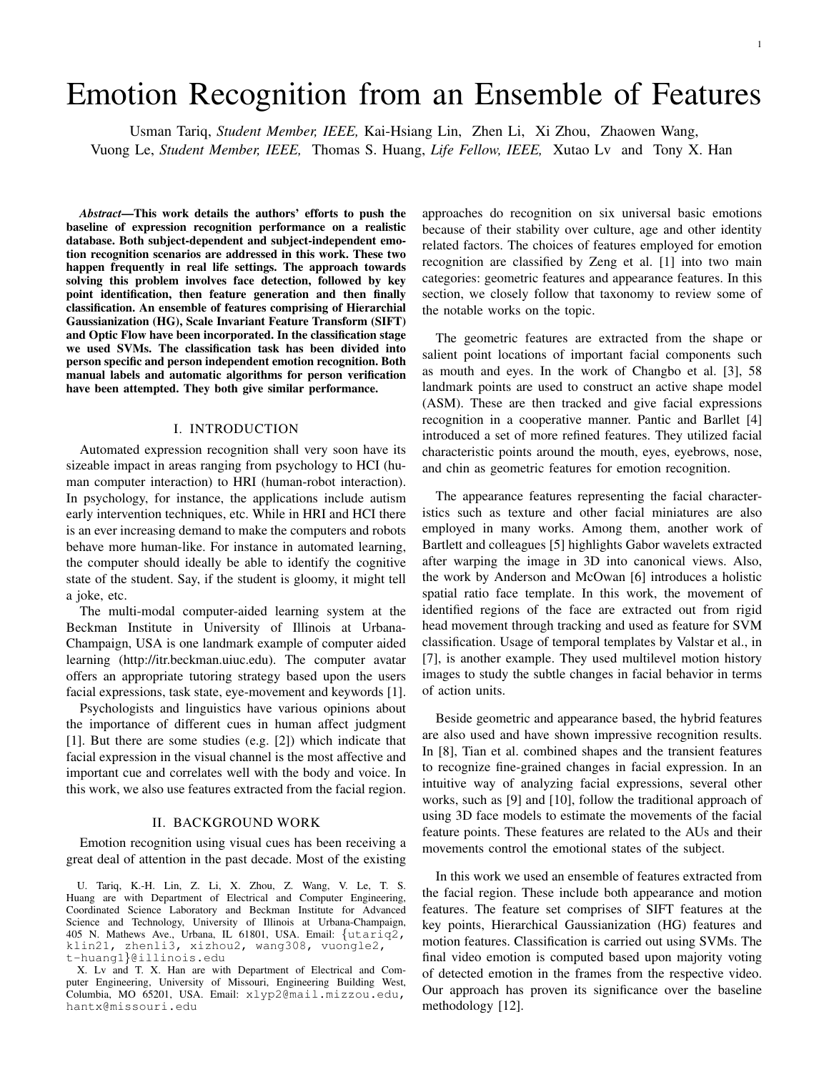# Emotion Recognition from an Ensemble of Features

Usman Tariq, *Student Member, IEEE,* Kai-Hsiang Lin, Zhen Li, Xi Zhou, Zhaowen Wang, Vuong Le, *Student Member, IEEE,* Thomas S. Huang, *Life Fellow, IEEE,* Xutao Lv and Tony X. Han

***Abstract*—This work details the authors' efforts to push the baseline of expression recognition performance on a realistic database. Both subject-dependent and subject-independent emotion recognition scenarios are addressed in this work. These two happen frequently in real life settings. The approach towards solving this problem involves face detection, followed by key point identification, then feature generation and then finally classification. An ensemble of features comprising of Hierarchial Gaussianization (HG), Scale Invariant Feature Transform (SIFT) and Optic Flow have been incorporated. In the classification stage we used SVMs. The classification task has been divided into person specific and person independent emotion recognition. Both manual labels and automatic algorithms for person verification have been attempted. They both give similar performance.**

## I. INTRODUCTION

Automated expression recognition shall very soon have its sizeable impact in areas ranging from psychology to HCI (human computer interaction) to HRI (human-robot interaction). In psychology, for instance, the applications include autism early intervention techniques, etc. While in HRI and HCI there is an ever increasing demand to make the computers and robots behave more human-like. For instance in automated learning, the computer should ideally be able to identify the cognitive state of the student. Say, if the student is gloomy, it might tell a joke, etc.

The multi-modal computer-aided learning system at the Beckman Institute in University of Illinois at Urbana-Champaign, USA is one landmark example of computer aided learning (http://itr.beckman.uiuc.edu). The computer avatar offers an appropriate tutoring strategy based upon the users facial expressions, task state, eye-movement and keywords [1].

Psychologists and linguistics have various opinions about the importance of different cues in human affect judgment [1]. But there are some studies (e.g. [2]) which indicate that facial expression in the visual channel is the most affective and important cue and correlates well with the body and voice. In this work, we also use features extracted from the facial region.

## II. BACKGROUND WORK

Emotion recognition using visual cues has been receiving a great deal of attention in the past decade. Most of the existing approaches do recognition on six universal basic emotions because of their stability over culture, age and other identity related factors. The choices of features employed for emotion recognition are classified by Zeng et al. [1] into two main categories: geometric features and appearance features. In this section, we closely follow that taxonomy to review some of the notable works on the topic.

The geometric features are extracted from the shape or salient point locations of important facial components such as mouth and eyes. In the work of Changbo et al. [3], 58 landmark points are used to construct an active shape model (ASM). These are then tracked and give facial expressions recognition in a cooperative manner. Pantic and Barllet [4] introduced a set of more refined features. They utilized facial characteristic points around the mouth, eyes, eyebrows, nose, and chin as geometric features for emotion recognition.

The appearance features representing the facial characteristics such as texture and other facial miniatures are also employed in many works. Among them, another work of Bartlett and colleagues [5] highlights Gabor wavelets extracted after warping the image in 3D into canonical views. Also, the work by Anderson and McOwan [6] introduces a holistic spatial ratio face template. In this work, the movement of identified regions of the face are extracted out from rigid head movement through tracking and used as feature for SVM classification. Usage of temporal templates by Valstar et al., in [7], is another example. They used multilevel motion history images to study the subtle changes in facial behavior in terms of action units.

Beside geometric and appearance based, the hybrid features are also used and have shown impressive recognition results. In [8], Tian et al. combined shapes and the transient features to recognize fine-grained changes in facial expression. In an intuitive way of analyzing facial expressions, several other works, such as [9] and [10], follow the traditional approach of using 3D face models to estimate the movements of the facial feature points. These features are related to the AUs and their movements control the emotional states of the subject.

In this work we used an ensemble of features extracted from the facial region. These include both appearance and motion features. The feature set comprises of SIFT features at the key points, Hierarchical Gaussianization (HG) features and motion features. Classification is carried out using SVMs. The final video emotion is computed based upon majority voting of detected emotion in the frames from the respective video. Our approach has proven its significance over the baseline methodology [12].

U. Tariq, K.-H. Lin, Z. Li, X. Zhou, Z. Wang, V. Le, T. S. Huang are with Department of Electrical and Computer Engineering, Coordinated Science Laboratory and Beckman Institute for Advanced Science and Technology, University of Illinois at Urbana-Champaign, 405 N. Mathews Ave., Urbana, IL 61801, USA. Email: {utariq2, klin21, zhenli3, xizhou2, wang308, vuongle2, t-huang1}@illinois.edu

X. Lv and T. X. Han are with Department of Electrical and Computer Engineering, University of Missouri, Engineering Building West, Columbia, MO 65201, USA. Email: xlyp2@mail.mizzou.edu, hantx@missouri.edu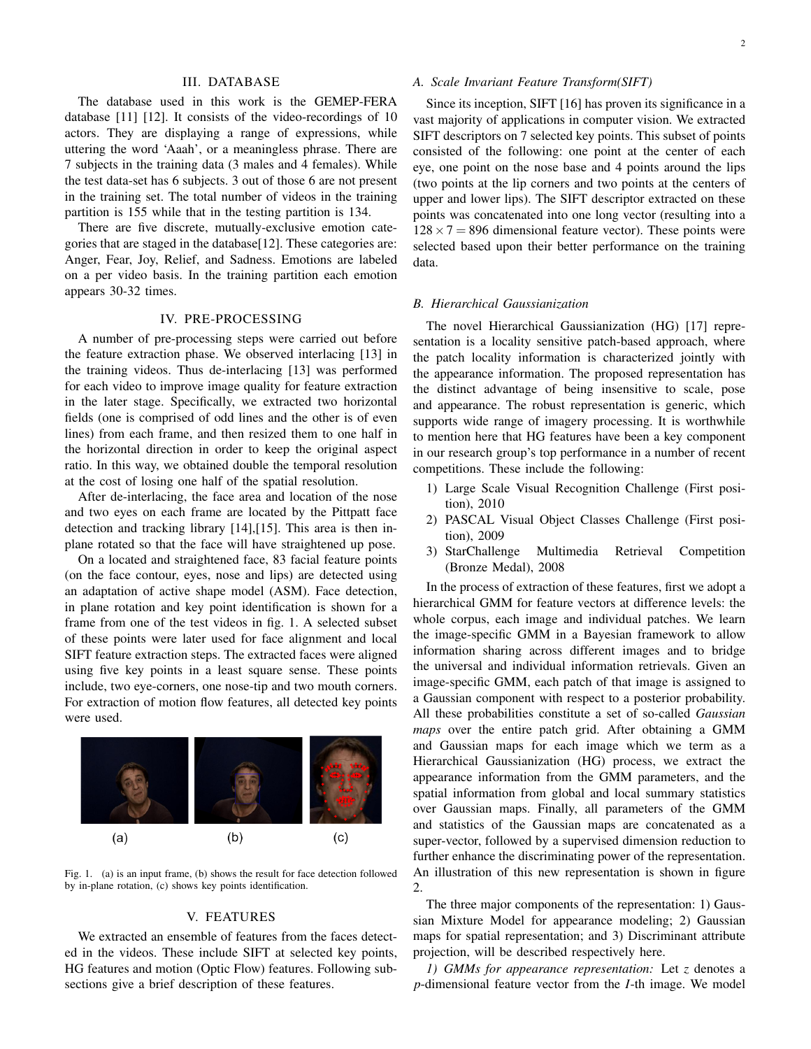## III. DATABASE

The database used in this work is the GEMEP-FERA database [11] [12]. It consists of the video-recordings of 10 actors. They are displaying a range of expressions, while uttering the word 'Aaah', or a meaningless phrase. There are 7 subjects in the training data (3 males and 4 females). While the test data-set has 6 subjects. 3 out of those 6 are not present in the training set. The total number of videos in the training partition is 155 while that in the testing partition is 134.

There are five discrete, mutually-exclusive emotion categories that are staged in the database[12]. These categories are: Anger, Fear, Joy, Relief, and Sadness. Emotions are labeled on a per video basis. In the training partition each emotion appears 30-32 times.

## IV. PRE-PROCESSING

A number of pre-processing steps were carried out before the feature extraction phase. We observed interlacing [13] in the training videos. Thus de-interlacing [13] was performed for each video to improve image quality for feature extraction in the later stage. Specifically, we extracted two horizontal fields (one is comprised of odd lines and the other is of even lines) from each frame, and then resized them to one half in the horizontal direction in order to keep the original aspect ratio. In this way, we obtained double the temporal resolution at the cost of losing one half of the spatial resolution.

After de-interlacing, the face area and location of the nose and two eyes on each frame are located by the Pittpatt face detection and tracking library [14],[15]. This area is then in-plane rotated so that the face will have straightened up pose.

On a located and straightened face, 83 facial feature points (on the face contour, eyes, nose and lips) are detected using an adaptation of active shape model (ASM). Face detection, in plane rotation and key point identification is shown for a frame from one of the test videos in fig. 1. A selected subset of these points were later used for face alignment and local SIFT feature extraction steps. The extracted faces were aligned using five key points in a least square sense. These points include, two eye-corners, one nose-tip and two mouth corners. For extraction of motion flow features, all detected key points were used.

(a) (b) (c)

Fig. 1. (a) is an input frame, (b) shows the result for face detection followed by in-plane rotation, (c) shows key points identification.

## V. FEATURES

We extracted an ensemble of features from the faces detected in the videos. These include SIFT at selected key points, HG features and motion (Optic Flow) features. Following subsections give a brief description of these features.

### A. Scale Invariant Feature Transform(SIFT)

Since its inception, SIFT [16] has proven its significance in a vast majority of applications in computer vision. We extracted SIFT descriptors on 7 selected key points. This subset of points consisted of the following: one point at the center of each eye, one point on the nose base and 4 points around the lips (two points at the lip corners and two points at the centers of upper and lower lips). The SIFT descriptor extracted on these points was concatenated into one long vector (resulting into a $128 \times 7 = 896$ dimensional feature vector). These points were selected based upon their better performance on the training data.

### B. Hierarchical Gaussianization

The novel Hierarchical Gaussianization (HG) [17] representation is a locality sensitive patch-based approach, where the patch locality information is characterized jointly with the appearance information. The proposed representation has the distinct advantage of being insensitive to scale, pose and appearance. The robust representation is generic, which supports wide range of imagery processing. It is worthwhile to mention here that HG features have been a key component in our research group's top performance in a number of recent competitions. These include the following:

1) Large Scale Visual Recognition Challenge (First position), 2010
2) PASCAL Visual Object Classes Challenge (First position), 2009
3) StarChallenge Multimedia Retrieval Competition (Bronze Medal), 2008

In the process of extraction of these features, first we adopt a hierarchical GMM for feature vectors at difference levels: the whole corpus, each image and individual patches. We learn the image-specific GMM in a Bayesian framework to allow information sharing across different images and to bridge the universal and individual information retrievals. Given an image-specific GMM, each patch of that image is assigned to a Gaussian component with respect to a posterior probability. All these probabilities constitute a set of so-called *Gaussian maps* over the entire patch grid. After obtaining a GMM and Gaussian maps for each image which we term as a Hierarchical Gaussianization (HG) process, we extract the appearance information from the GMM parameters, and the spatial information from global and local summary statistics over Gaussian maps. Finally, all parameters of the GMM and statistics of the Gaussian maps are concatenated as a super-vector, followed by a supervised dimension reduction to further enhance the discriminating power of the representation. An illustration of this new representation is shown in figure 2.

The three major components of the representation: 1) Gaussian Mixture Model for appearance modeling; 2) Gaussian maps for spatial representation; and 3) Discriminant attribute projection, will be described respectively here.

*1) GMMs for appearance representation:* Let $z$ denotes a $p$-dimensional feature vector from the $I$-th image. We model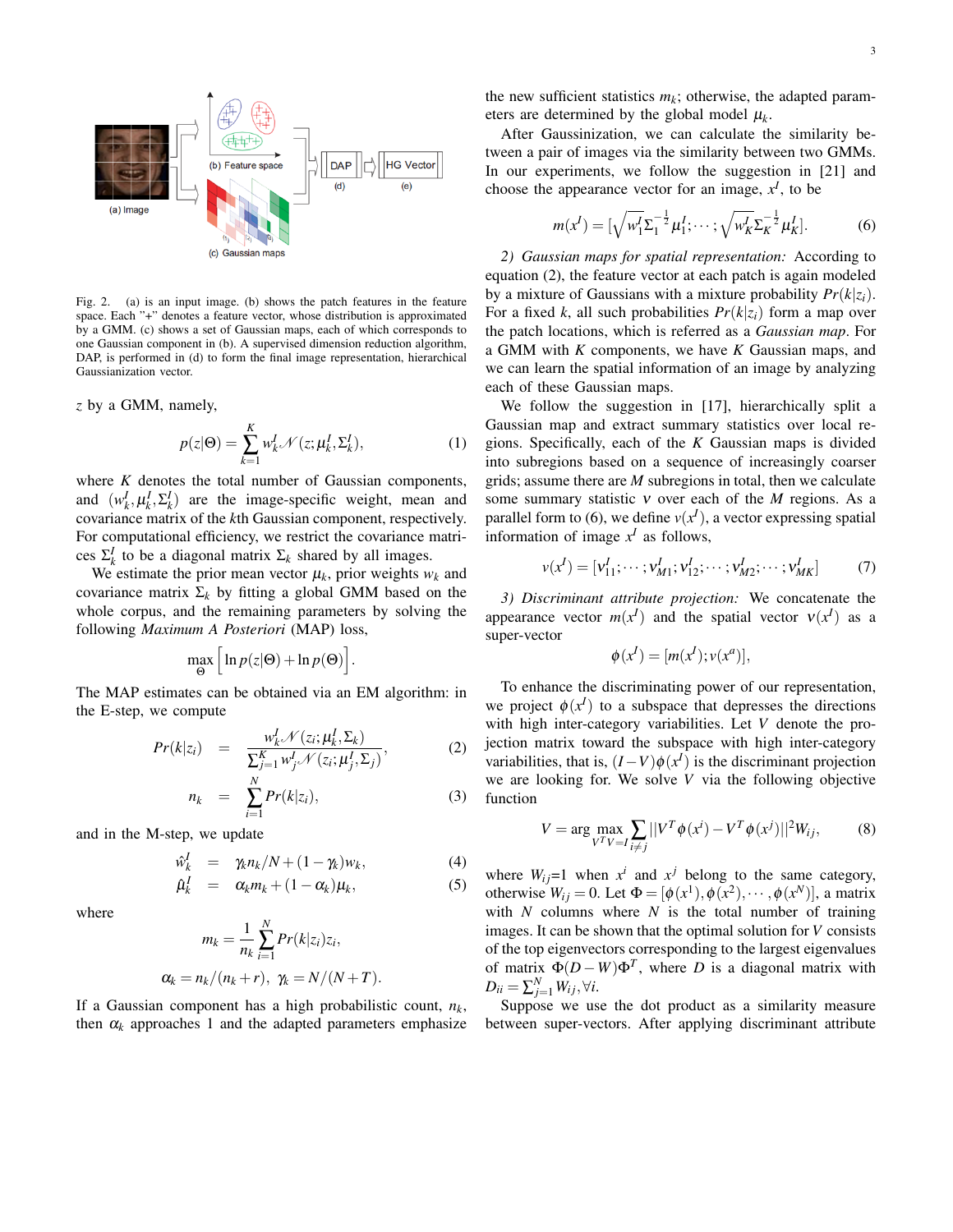Fig. 2. (a) is an input image. (b) shows the patch features in the feature space. Each "+" denotes a feature vector, whose distribution is approximated by a GMM. (c) shows a set of Gaussian maps, each of which corresponds to one Gaussian component in (b). A supervised dimension reduction algorithm, DAP, is performed in (d) to form the final image representation, hierarchical Gaussianization vector.

$z$ by a GMM, namely,

$$p(z|\Theta) = \sum_{k=1}^{K} w_k^I \mathcal{N}(z; \mu_k^I, \Sigma_k^I), \tag{1}$$

where $K$ denotes the total number of Gaussian components, and $(w_k^I, \mu_k^I, \Sigma_k^I)$ are the image-specific weight, mean and covariance matrix of the $k$th Gaussian component, respectively. For computational efficiency, we restrict the covariance matrices $\Sigma_k^I$ to be a diagonal matrix $\Sigma_k$ shared by all images.

We estimate the prior mean vector $\mu_k$, prior weights $w_k$ and covariance matrix $\Sigma_k$ by fitting a global GMM based on the whole corpus, and the remaining parameters by solving the following *Maximum A Posteriori* (MAP) loss,

$$\max_{\Theta} \left[ \ln p(z|\Theta) + \ln p(\Theta) \right].$$

The MAP estimates can be obtained via an EM algorithm: in the E-step, we compute

$$Pr(k|z_i) = \frac{w_k^I \mathcal{N}(z_i; \mu_k^I, \Sigma_k)}{\sum_{j=1}^{K} w_j^I \mathcal{N}(z_i; \mu_j^I, \Sigma_j)}, \tag{2}$$

$$n_k = \sum_{i=1}^{N} Pr(k|z_i), \tag{3}$$

and in the M-step, we update

$$\hat{w}_k^I = \gamma_k n_k / N + (1 - \gamma_k) w_k, \tag{4}$$

$$\hat{\mu}_k^I = \alpha_k m_k + (1 - \alpha_k) \mu_k, \tag{5}$$

where

$$m_k = \frac{1}{n_k} \sum_{i=1}^{N} Pr(k|z_i) z_i,$$

$$\alpha_k = n_k / (n_k + r), \ \ \gamma_k = N / (N + T).$$

If a Gaussian component has a high probabilistic count, $n_k$, then $\alpha_k$ approaches 1 and the adapted parameters emphasize the new sufficient statistics $m_k$; otherwise, the adapted parameters are determined by the global model $\mu_k$.

After Gaussinization, we can calculate the similarity between a pair of images via the similarity between two GMMs. In our experiments, we follow the suggestion in [21] and choose the appearance vector for an image, $x^I$, to be

$$m(x^I) = [\sqrt{w_1^I} \Sigma_1^{-\frac{1}{2}} \mu_1^I; \cdots; \sqrt{w_K^I} \Sigma_K^{-\frac{1}{2}} \mu_K^I]. \tag{6}$$

*2) Gaussian maps for spatial representation:* According to equation (2), the feature vector at each patch is again modeled by a mixture of Gaussians with a mixture probability $Pr(k|z_i)$. For a fixed $k$, all such probabilities $Pr(k|z_i)$ form a map over the patch locations, which is referred as a *Gaussian map*. For a GMM with $K$ components, we have $K$ Gaussian maps, and we can learn the spatial information of an image by analyzing each of these Gaussian maps.

We follow the suggestion in [17], hierarchically split a Gaussian map and extract summary statistics over local regions. Specifically, each of the $K$ Gaussian maps is divided into subregions based on a sequence of increasingly coarser grids; assume there are $M$ subregions in total, then we calculate some summary statistic $v$ over each of the $M$ regions. As a parallel form to (6), we define $v(x^I)$, a vector expressing spatial information of image $x^I$ as follows,

$$v(x^I) = [v_{11}^I; \cdots; v_{M1}^I; v_{12}^I; \cdots; v_{M2}^I; \cdots; v_{MK}^I] \tag{7}$$

*3) Discriminant attribute projection:* We concatenate the appearance vector $m(x^I)$ and the spatial vector $v(x^I)$ as a super-vector

$$\phi(x^I) = [m(x^I); v(x^a)],$$

To enhance the discriminating power of our representation, we project $\phi(x^I)$ to a subspace that depresses the directions with high inter-category variabilities. Let $V$ denote the projection matrix toward the subspace with high inter-category variabilities, that is, $(I - V)\phi(x^I)$ is the discriminant projection we are looking for. We solve $V$ via the following objective function

$$V = \arg \max_{V^T V = I} \sum_{i \neq j} ||V^T \phi(x^i) - V^T \phi(x^j)||^2 W_{ij}, \tag{8}$$

where $W_{ij}$=1 when $x^i$ and $x^j$ belong to the same category, otherwise $W_{ij} = 0$. Let $\Phi = [\phi(x^1), \phi(x^2), \cdots, \phi(x^N)]$, a matrix with $N$ columns where $N$ is the total number of training images. It can be shown that the optimal solution for $V$ consists of the top eigenvectors corresponding to the largest eigenvalues of matrix $\Phi(D - W)\Phi^T$, where $D$ is a diagonal matrix with $D_{ii} = \sum_{j=1}^{N} W_{ij}, \forall i$.

Suppose we use the dot product as a similarity measure between super-vectors. After applying discriminant attribute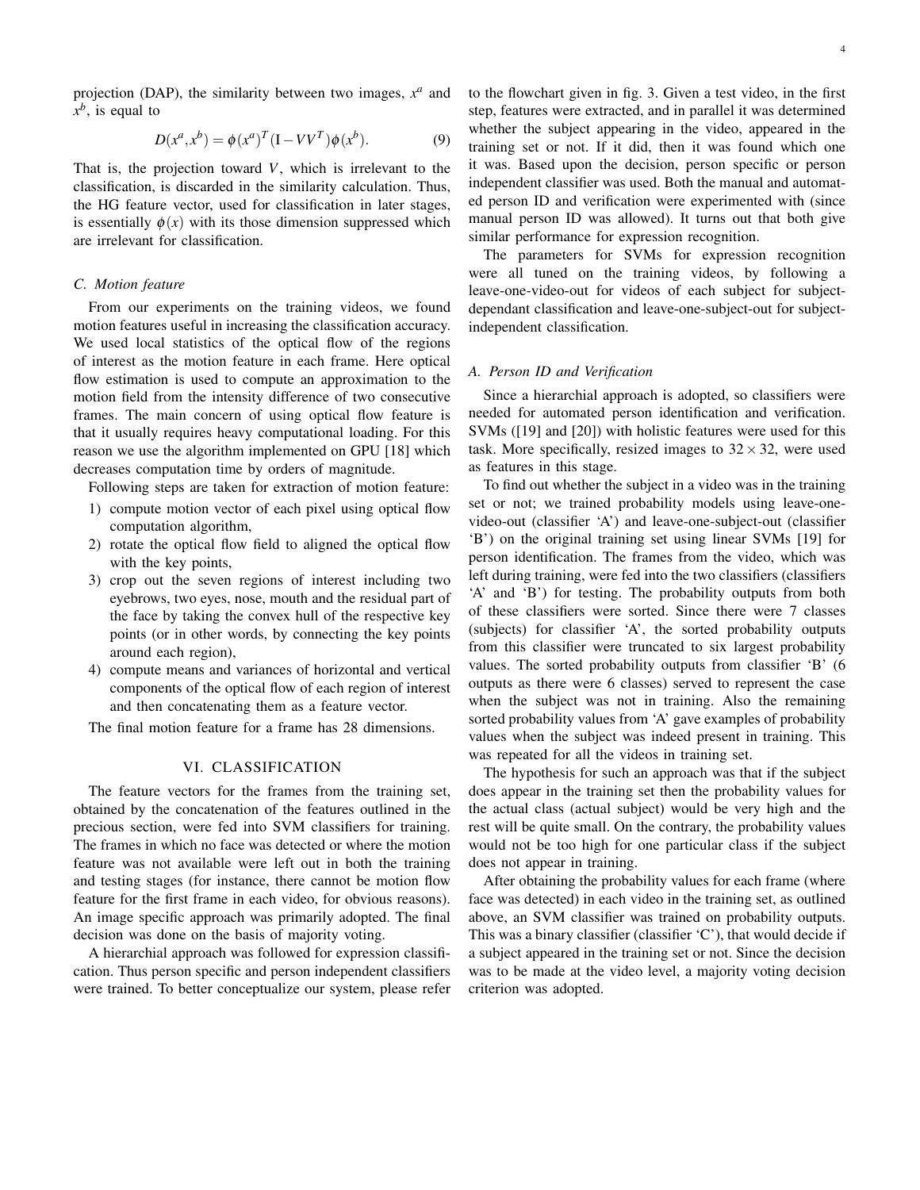projection (DAP), the similarity between two images, $x^a$ and $x^b$, is equal to

$$D(x^a, x^b) = \phi(x^a)^T(\mathrm{I} - VV^T)\phi(x^b). \tag{9}$$

That is, the projection toward $V$, which is irrelevant to the classification, is discarded in the similarity calculation. Thus, the HG feature vector, used for classification in later stages, is essentially $\phi(x)$ with its those dimension suppressed which are irrelevant for classification.

### C. Motion feature

From our experiments on the training videos, we found motion features useful in increasing the classification accuracy. We used local statistics of the optical flow of the regions of interest as the motion feature in each frame. Here optical flow estimation is used to compute an approximation to the motion field from the intensity difference of two consecutive frames. The main concern of using optical flow feature is that it usually requires heavy computational loading. For this reason we use the algorithm implemented on GPU [18] which decreases computation time by orders of magnitude.

Following steps are taken for extraction of motion feature:

1) compute motion vector of each pixel using optical flow computation algorithm,
2) rotate the optical flow field to aligned the optical flow with the key points,
3) crop out the seven regions of interest including two eyebrows, two eyes, nose, mouth and the residual part of the face by taking the convex hull of the respective key points (or in other words, by connecting the key points around each region),
4) compute means and variances of horizontal and vertical components of the optical flow of each region of interest and then concatenating them as a feature vector.

The final motion feature for a frame has 28 dimensions.

## VI. CLASSIFICATION

The feature vectors for the frames from the training set, obtained by the concatenation of the features outlined in the precious section, were fed into SVM classifiers for training. The frames in which no face was detected or where the motion feature was not available were left out in both the training and testing stages (for instance, there cannot be motion flow feature for the first frame in each video, for obvious reasons). An image specific approach was primarily adopted. The final decision was done on the basis of majority voting.

A hierarchial approach was followed for expression classification. Thus person specific and person independent classifiers were trained. To better conceptualize our system, please refer to the flowchart given in fig. 3. Given a test video, in the first step, features were extracted, and in parallel it was determined whether the subject appearing in the video, appeared in the training set or not. If it did, then it was found which one it was. Based upon the decision, person specific or person independent classifier was used. Both the manual and automated person ID and verification were experimented with (since manual person ID was allowed). It turns out that both give similar performance for expression recognition.

The parameters for SVMs for expression recognition were all tuned on the training videos, by following a leave-one-video-out for videos of each subject for subject-dependant classification and leave-one-subject-out for subject-independent classification.

### A. Person ID and Verification

Since a hierarchial approach is adopted, so classifiers were needed for automated person identification and verification. SVMs ([19] and [20]) with holistic features were used for this task. More specifically, resized images to $32 \times 32$, were used as features in this stage.

To find out whether the subject in a video was in the training set or not; we trained probability models using leave-one-video-out (classifier 'A') and leave-one-subject-out (classifier 'B') on the original training set using linear SVMs [19] for person identification. The frames from the video, which was left during training, were fed into the two classifiers (classifiers 'A' and 'B') for testing. The probability outputs from both of these classifiers were sorted. Since there were 7 classes (subjects) for classifier 'A', the sorted probability outputs from this classifier were truncated to six largest probability values. The sorted probability outputs from classifier 'B' (6 outputs as there were 6 classes) served to represent the case when the subject was not in training. Also the remaining sorted probability values from 'A' gave examples of probability values when the subject was indeed present in training. This was repeated for all the videos in training set.

The hypothesis for such an approach was that if the subject does appear in the training set then the probability values for the actual class (actual subject) would be very high and the rest will be quite small. On the contrary, the probability values would not be too high for one particular class if the subject does not appear in training.

After obtaining the probability values for each frame (where face was detected) in each video in the training set, as outlined above, an SVM classifier was trained on probability outputs. This was a binary classifier (classifier 'C'), that would decide if a subject appeared in the training set or not. Since the decision was to be made at the video level, a majority voting decision criterion was adopted.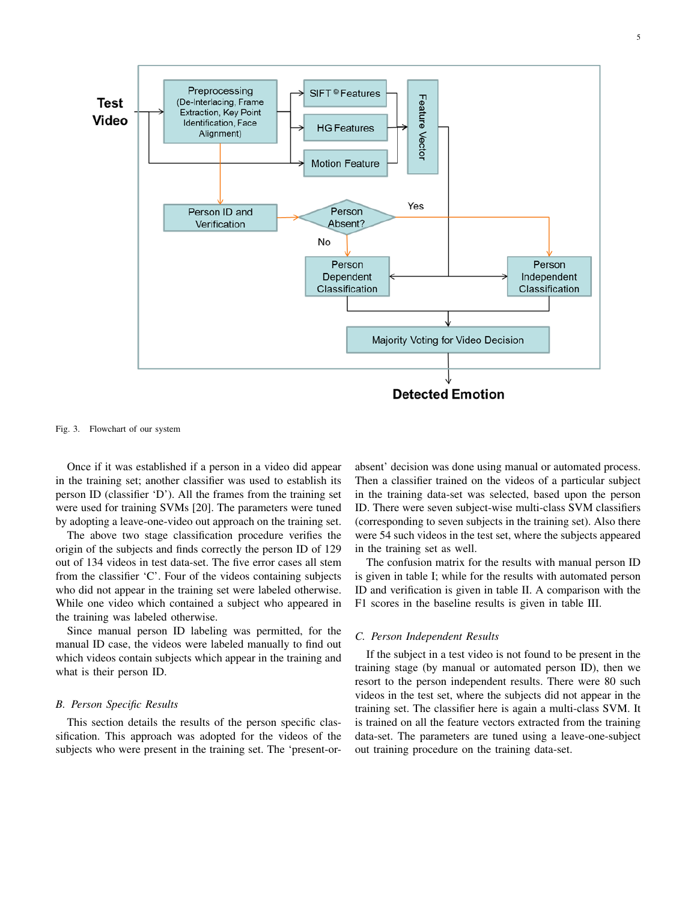Fig. 3. Flowchart of our system

Once if it was established if a person in a video did appear in the training set; another classifier was used to establish its person ID (classifier 'D'). All the frames from the training set were used for training SVMs [20]. The parameters were tuned by adopting a leave-one-video out approach on the training set.

The above two stage classification procedure verifies the origin of the subjects and finds correctly the person ID of 129 out of 134 videos in test data-set. The five error cases all stem from the classifier 'C'. Four of the videos containing subjects who did not appear in the training set were labeled otherwise. While one video which contained a subject who appeared in the training was labeled otherwise.

Since manual person ID labeling was permitted, for the manual ID case, the videos were labeled manually to find out which videos contain subjects which appear in the training and what is their person ID.

### *B. Person Specific Results*

This section details the results of the person specific classification. This approach was adopted for the videos of the subjects who were present in the training set. The 'present-or-absent' decision was done using manual or automated process. Then a classifier trained on the videos of a particular subject in the training data-set was selected, based upon the person ID. There were seven subject-wise multi-class SVM classifiers (corresponding to seven subjects in the training set). Also there were 54 such videos in the test set, where the subjects appeared in the training set as well.

The confusion matrix for the results with manual person ID is given in table I; while for the results with automated person ID and verification is given in table II. A comparison with the F1 scores in the baseline results is given in table III.

### *C. Person Independent Results*

If the subject in a test video is not found to be present in the training stage (by manual or automated person ID), then we resort to the person independent results. There were 80 such videos in the test set, where the subjects did not appear in the training set. The classifier here is again a multi-class SVM. It is trained on all the feature vectors extracted from the training data-set. The parameters are tuned using a leave-one-subject out training procedure on the training data-set.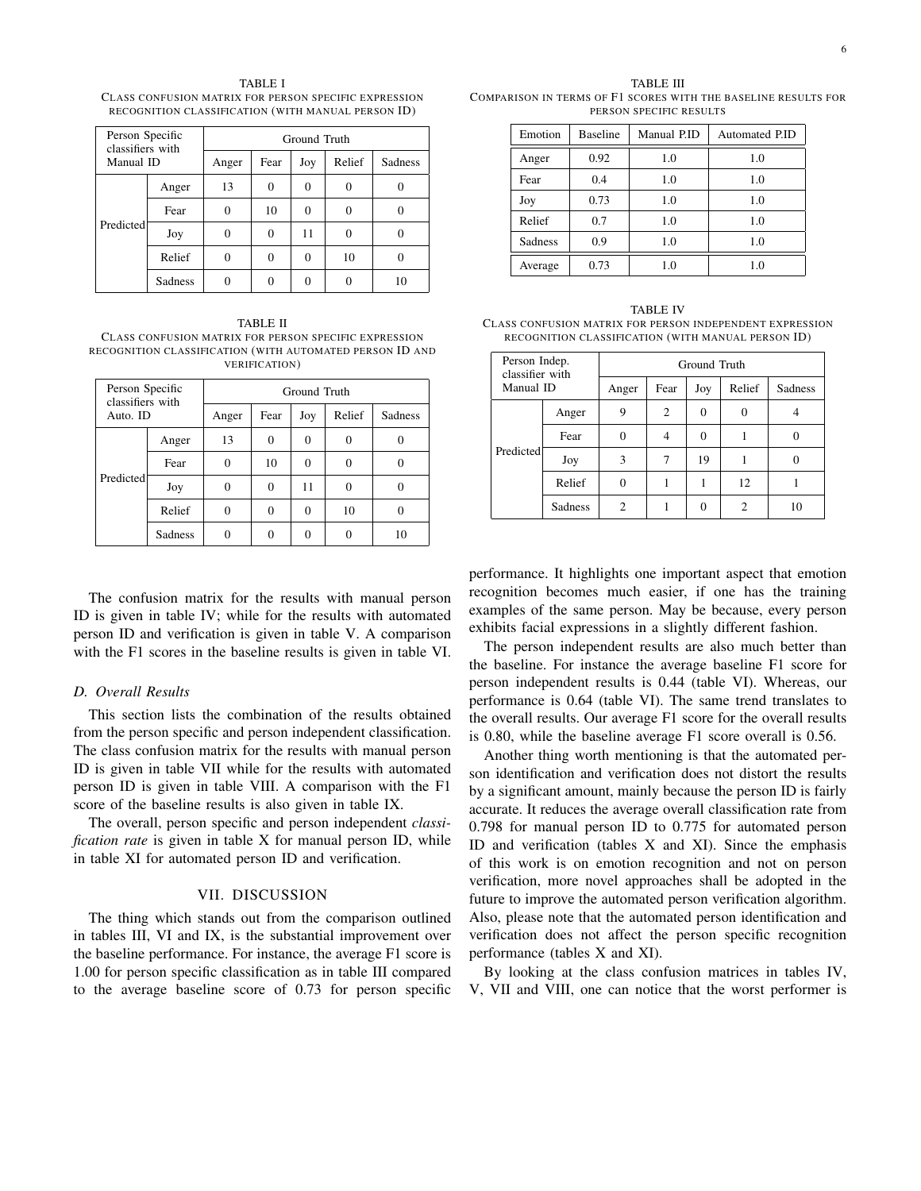TABLE I
CLASS CONFUSION MATRIX FOR PERSON SPECIFIC EXPRESSION RECOGNITION CLASSIFICATION (WITH MANUAL PERSON ID)

| Person Specific classifiers with Manual ID | | Ground Truth | | | | |
|---|---|---|---|---|---|---|
| | | Anger | Fear | Joy | Relief | Sadness |
| Predicted | Anger | 13 | 0 | 0 | 0 | 0 |
| | Fear | 0 | 10 | 0 | 0 | 0 |
| | Joy | 0 | 0 | 11 | 0 | 0 |
| | Relief | 0 | 0 | 0 | 10 | 0 |
| | Sadness | 0 | 0 | 0 | 0 | 10 |

TABLE II
CLASS CONFUSION MATRIX FOR PERSON SPECIFIC EXPRESSION RECOGNITION CLASSIFICATION (WITH AUTOMATED PERSON ID AND VERIFICATION)

| Person Specific classifiers with Auto. ID | | Ground Truth | | | | |
|---|---|---|---|---|---|---|
| | | Anger | Fear | Joy | Relief | Sadness |
| Predicted | Anger | 13 | 0 | 0 | 0 | 0 |
| | Fear | 0 | 10 | 0 | 0 | 0 |
| | Joy | 0 | 0 | 11 | 0 | 0 |
| | Relief | 0 | 0 | 0 | 10 | 0 |
| | Sadness | 0 | 0 | 0 | 0 | 10 |

The confusion matrix for the results with manual person ID is given in table IV; while for the results with automated person ID and verification is given in table V. A comparison with the F1 scores in the baseline results is given in table VI.

### D. Overall Results

This section lists the combination of the results obtained from the person specific and person independent classification. The class confusion matrix for the results with manual person ID is given in table VII while for the results with automated person ID is given in table VIII. A comparison with the F1 score of the baseline results is also given in table IX.

The overall, person specific and person independent *classification rate* is given in table X for manual person ID, while in table XI for automated person ID and verification.

## VII. DISCUSSION

The thing which stands out from the comparison outlined in tables III, VI and IX, is the substantial improvement over the baseline performance. For instance, the average F1 score is 1.00 for person specific classification as in table III compared to the average baseline score of 0.73 for person specific performance. It highlights one important aspect that emotion recognition becomes much easier, if one has the training examples of the same person. May be because, every person exhibits facial expressions in a slightly different fashion.

The person independent results are also much better than the baseline. For instance the average baseline F1 score for person independent results is 0.44 (table VI). Whereas, our performance is 0.64 (table VI). The same trend translates to the overall results. Our average F1 score for the overall results is 0.80, while the baseline average F1 score overall is 0.56.

Another thing worth mentioning is that the automated person identification and verification does not distort the results by a significant amount, mainly because the person ID is fairly accurate. It reduces the average overall classification rate from 0.798 for manual person ID to 0.775 for automated person ID and verification (tables X and XI). Since the emphasis of this work is on emotion recognition and not on person verification, more novel approaches shall be adopted in the future to improve the automated person verification algorithm. Also, please note that the automated person identification and verification does not affect the person specific recognition performance (tables X and XI).

By looking at the class confusion matrices in tables IV, V, VII and VIII, one can notice that the worst performer is

TABLE III
COMPARISON IN TERMS OF F1 SCORES WITH THE BASELINE RESULTS FOR PERSON SPECIFIC RESULTS

| Emotion | Baseline | Manual P.ID | Automated P.ID |
|---|---|---|---|
| Anger | 0.92 | 1.0 | 1.0 |
| Fear | 0.4 | 1.0 | 1.0 |
| Joy | 0.73 | 1.0 | 1.0 |
| Relief | 0.7 | 1.0 | 1.0 |
| Sadness | 0.9 | 1.0 | 1.0 |
| Average | 0.73 | 1.0 | 1.0 |

TABLE IV
CLASS CONFUSION MATRIX FOR PERSON INDEPENDENT EXPRESSION RECOGNITION CLASSIFICATION (WITH MANUAL PERSON ID)

| Person Indep. classifier with Manual ID | | Ground Truth | | | | |
|---|---|---|---|---|---|---|
| | | Anger | Fear | Joy | Relief | Sadness |
| Predicted | Anger | 9 | 2 | 0 | 0 | 4 |
| | Fear | 0 | 4 | 0 | 1 | 0 |
| | Joy | 3 | 7 | 19 | 1 | 0 |
| | Relief | 0 | 1 | 1 | 12 | 1 |
| | Sadness | 2 | 1 | 0 | 2 | 10 |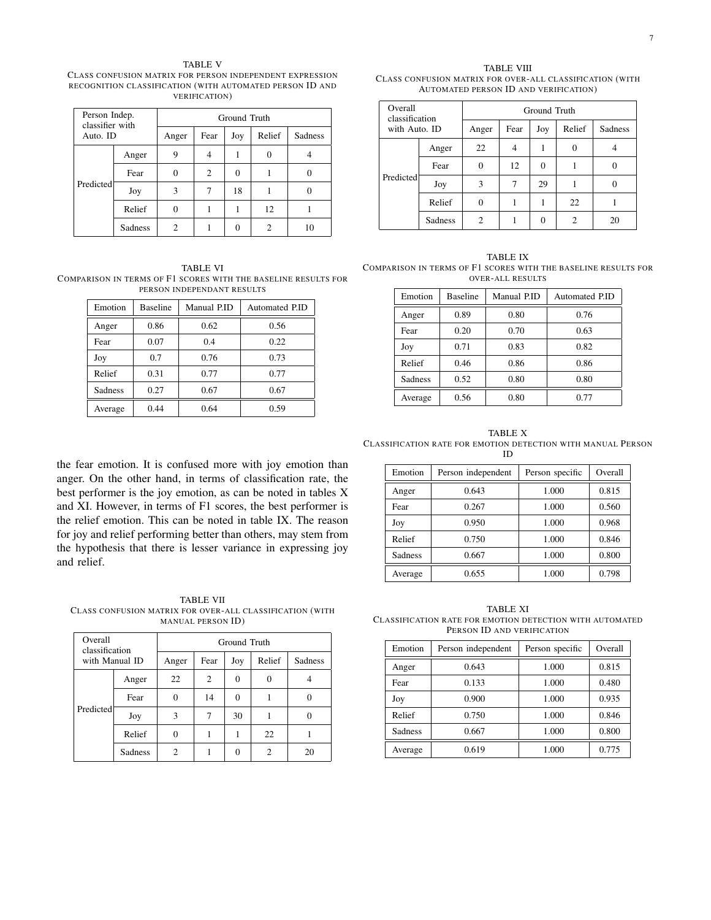TABLE V

CLASS CONFUSION MATRIX FOR PERSON INDEPENDENT EXPRESSION RECOGNITION CLASSIFICATION (WITH AUTOMATED PERSON ID AND VERIFICATION)

| Person Indep. classifier with Auto. ID | | Ground Truth | | | | |
|---|---|---|---|---|---|---|
| | | Anger | Fear | Joy | Relief | Sadness |
| Predicted | Anger | 9 | 4 | 1 | 0 | 4 |
| | Fear | 0 | 2 | 0 | 1 | 0 |
| | Joy | 3 | 7 | 18 | 1 | 0 |
| | Relief | 0 | 1 | 1 | 12 | 1 |
| | Sadness | 2 | 1 | 0 | 2 | 10 |

TABLE VI

COMPARISON IN TERMS OF F1 SCORES WITH THE BASELINE RESULTS FOR PERSON INDEPENDANT RESULTS

| Emotion | Baseline | Manual P.ID | Automated P.ID |
|---|---|---|---|
| Anger | 0.86 | 0.62 | 0.56 |
| Fear | 0.07 | 0.4 | 0.22 |
| Joy | 0.7 | 0.76 | 0.73 |
| Relief | 0.31 | 0.77 | 0.77 |
| Sadness | 0.27 | 0.67 | 0.67 |
| Average | 0.44 | 0.64 | 0.59 |

the fear emotion. It is confused more with joy emotion than anger. On the other hand, in terms of classification rate, the best performer is the joy emotion, as can be noted in tables X and XI. However, in terms of F1 scores, the best performer is the relief emotion. This can be noted in table IX. The reason for joy and relief performing better than others, may stem from the hypothesis that there is lesser variance in expressing joy and relief.

TABLE VII

CLASS CONFUSION MATRIX FOR OVER-ALL CLASSIFICATION (WITH MANUAL PERSON ID)

| Overall classification with Manual ID | | Ground Truth | | | | |
|---|---|---|---|---|---|---|
| | | Anger | Fear | Joy | Relief | Sadness |
| Predicted | Anger | 22 | 2 | 0 | 0 | 4 |
| | Fear | 0 | 14 | 0 | 1 | 0 |
| | Joy | 3 | 7 | 30 | 1 | 0 |
| | Relief | 0 | 1 | 1 | 22 | 1 |
| | Sadness | 2 | 1 | 0 | 2 | 20 |

TABLE VIII

CLASS CONFUSION MATRIX FOR OVER-ALL CLASSIFICATION (WITH AUTOMATED PERSON ID AND VERIFICATION)

| Overall classification with Auto. ID | | Ground Truth | | | | |
|---|---|---|---|---|---|---|
| | | Anger | Fear | Joy | Relief | Sadness |
| Predicted | Anger | 22 | 4 | 1 | 0 | 4 |
| | Fear | 0 | 12 | 0 | 1 | 0 |
| | Joy | 3 | 7 | 29 | 1 | 0 |
| | Relief | 0 | 1 | 1 | 22 | 1 |
| | Sadness | 2 | 1 | 0 | 2 | 20 |

TABLE IX

COMPARISON IN TERMS OF F1 SCORES WITH THE BASELINE RESULTS FOR OVER-ALL RESULTS

| Emotion | Baseline | Manual P.ID | Automated P.ID |
|---|---|---|---|
| Anger | 0.89 | 0.80 | 0.76 |
| Fear | 0.20 | 0.70 | 0.63 |
| Joy | 0.71 | 0.83 | 0.82 |
| Relief | 0.46 | 0.86 | 0.86 |
| Sadness | 0.52 | 0.80 | 0.80 |
| Average | 0.56 | 0.80 | 0.77 |

TABLE X

CLASSIFICATION RATE FOR EMOTION DETECTION WITH MANUAL PERSON ID

| Emotion | Person independent | Person specific | Overall |
|---|---|---|---|
| Anger | 0.643 | 1.000 | 0.815 |
| Fear | 0.267 | 1.000 | 0.560 |
| Joy | 0.950 | 1.000 | 0.968 |
| Relief | 0.750 | 1.000 | 0.846 |
| Sadness | 0.667 | 1.000 | 0.800 |
| Average | 0.655 | 1.000 | 0.798 |

TABLE XI

CLASSIFICATION RATE FOR EMOTION DETECTION WITH AUTOMATED PERSON ID AND VERIFICATION

| Emotion | Person independent | Person specific | Overall |
|---|---|---|---|
| Anger | 0.643 | 1.000 | 0.815 |
| Fear | 0.133 | 1.000 | 0.480 |
| Joy | 0.900 | 1.000 | 0.935 |
| Relief | 0.750 | 1.000 | 0.846 |
| Sadness | 0.667 | 1.000 | 0.800 |
| Average | 0.619 | 1.000 | 0.775 |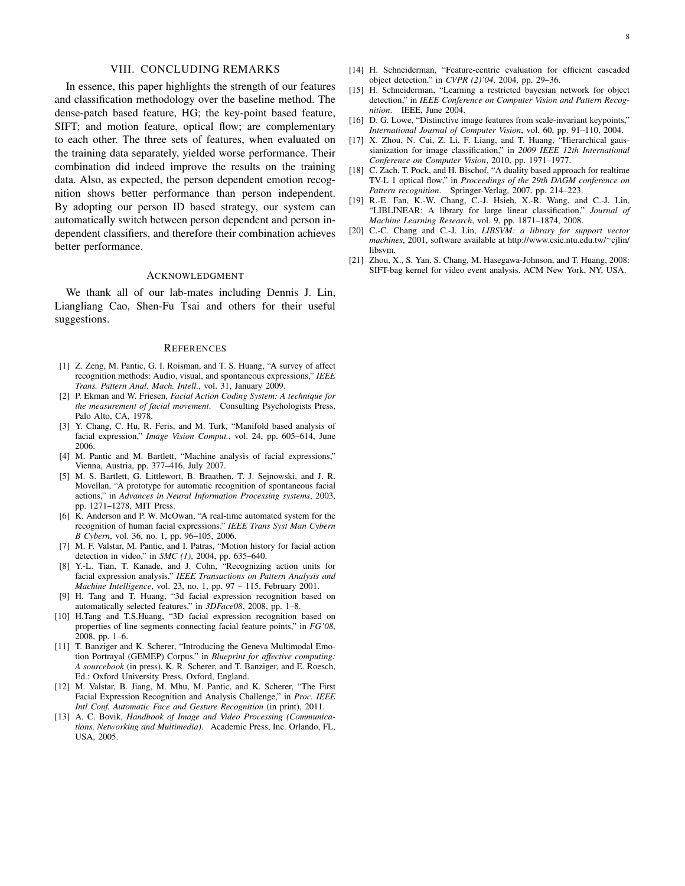## VIII. Concluding Remarks

In essence, this paper highlights the strength of our features and classification methodology over the baseline method. The dense-patch based feature, HG; the key-point based feature, SIFT; and motion feature, optical flow; are complementary to each other. The three sets of features, when evaluated on the training data separately, yielded worse performance. Their combination did indeed improve the results on the training data. Also, as expected, the person dependent emotion recognition shows better performance than person independent. By adopting our person ID based strategy, our system can automatically switch between person dependent and person independent classifiers, and therefore their combination achieves better performance.

## Acknowledgment

We thank all of our lab-mates including Dennis J. Lin, Liangliang Cao, Shen-Fu Tsai and others for their useful suggestions.

## References

[1] Z. Zeng, M. Pantic, G. I. Roisman, and T. S. Huang, "A survey of affect recognition methods: Audio, visual, and spontaneous expressions," *IEEE Trans. Pattern Anal. Mach. Intell.*, vol. 31, January 2009.

[2] P. Ekman and W. Friesen, *Facial Action Coding System: A technique for the measurement of facial movement*. Consulting Psychologists Press, Palo Alto, CA, 1978.

[3] Y. Chang, C. Hu, R. Feris, and M. Turk, "Manifold based analysis of facial expression," *Image Vision Comput.*, vol. 24, pp. 605–614, June 2006.

[4] M. Pantic and M. Bartlett, "Machine analysis of facial expressions," Vienna, Austria, pp. 377–416, July 2007.

[5] M. S. Bartlett, G. Littlewort, B. Braathen, T. J. Sejnowski, and J. R. Movellan, "A prototype for automatic recognition of spontaneous facial actions," in *Advances in Neural Information Processing systems*, 2003, pp. 1271–1278, MIT Press.

[6] K. Anderson and P. W. McOwan, "A real-time automated system for the recognition of human facial expressions." *IEEE Trans Syst Man Cybern B Cybern*, vol. 36, no. 1, pp. 96–105, 2006.

[7] M. F. Valstar, M. Pantic, and I. Patras, "Motion history for facial action detection in video," in *SMC (1)*, 2004, pp. 635–640.

[8] Y.-L. Tian, T. Kanade, and J. Cohn, "Recognizing action units for facial expression analysis," *IEEE Transactions on Pattern Analysis and Machine Intelligence*, vol. 23, no. 1, pp. 97 – 115, February 2001.

[9] H. Tang and T. Huang, "3d facial expression recognition based on automatically selected features," in *3DFace08*, 2008, pp. 1–8.

[10] H.Tang and T.S.Huang, "3D facial expression recognition based on properties of line segments connecting facial feature points," in *FG'08*, 2008, pp. 1–6.

[11] T. Banziger and K. Scherer, "Introducing the Geneva Multimodal Emotion Portrayal (GEMEP) Corpus," in *Blueprint for affective computing: A sourcebook* (in press), K. R. Scherer, and T. Banziger, and E. Roesch, Ed.: Oxford University Press, Oxford, England.

[12] M. Valstar, B. Jiang, M. Mhu, M. Pantic, and K. Scherer, "The First Facial Expression Recognition and Analysis Challenge," in *Proc. IEEE Intl Conf. Automatic Face and Gesture Recognition* (in print), 2011.

[13] A. C. Bovik, *Handbook of Image and Video Processing (Communications, Networking and Multimedia)*. Academic Press, Inc. Orlando, FL, USA, 2005.

[14] H. Schneiderman, "Feature-centric evaluation for efficient cascaded object detection." in *CVPR (2)'04*, 2004, pp. 29–36.

[15] H. Schneiderman, "Learning a restricted bayesian network for object detection," in *IEEE Conference on Computer Vision and Pattern Recognition*. IEEE, June 2004.

[16] D. G. Lowe, "Distinctive image features from scale-invariant keypoints," *International Journal of Computer Vision*, vol. 60, pp. 91–110, 2004.

[17] X. Zhou, N. Cui, Z. Li, F. Liang, and T. Huang, "Hierarchical gaussianization for image classification," in *2009 IEEE 12th International Conference on Computer Vision*, 2010, pp. 1971–1977.

[18] C. Zach, T. Pock, and H. Bischof, "A duality based approach for realtime TV-L 1 optical flow," in *Proceedings of the 29th DAGM conference on Pattern recognition*. Springer-Verlag, 2007, pp. 214–223.

[19] R.-E. Fan, K.-W. Chang, C.-J. Hsieh, X.-R. Wang, and C.-J. Lin, "LIBLINEAR: A library for large linear classification," *Journal of Machine Learning Research*, vol. 9, pp. 1871–1874, 2008.

[20] C.-C. Chang and C.-J. Lin, *LIBSVM: a library for support vector machines*, 2001, software available at http://www.csie.ntu.edu.tw/~cjlin/libsvm.

[21] Zhou, X., S. Yan, S. Chang, M. Hasegawa-Johnson, and T. Huang, 2008: SIFT-bag kernel for video event analysis. ACM New York, NY, USA.